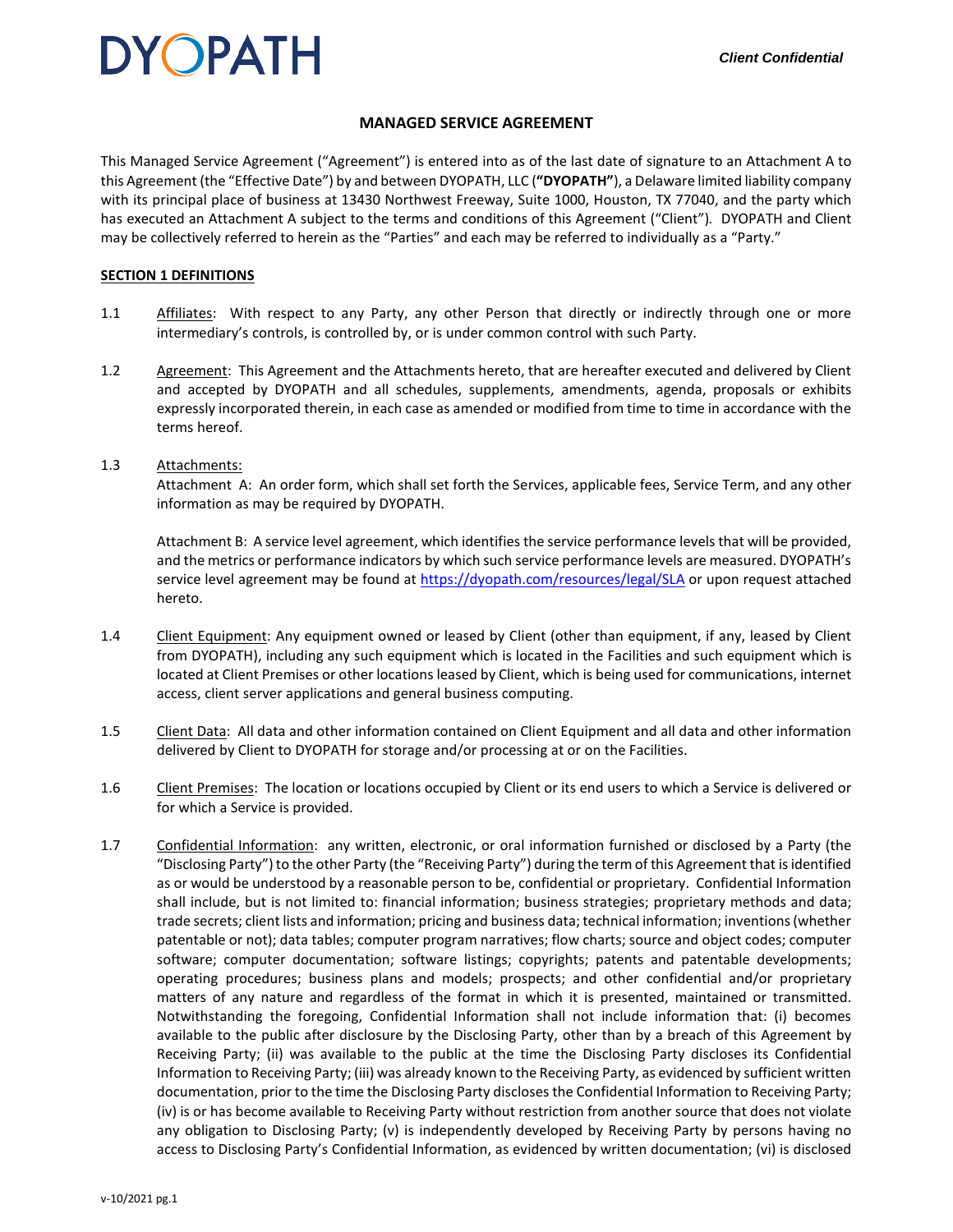**DYOPATH**

***Client Confidential***

## MANAGED SERVICE AGREEMENT

This Managed Service Agreement ("Agreement") is entered into as of the last date of signature to an Attachment A to this Agreement (the "Effective Date") by and between DYOPATH, LLC (**"DYOPATH"**), a Delaware limited liability company with its principal place of business at 13430 Northwest Freeway, Suite 1000, Houston, TX 77040, and the party which has executed an Attachment A subject to the terms and conditions of this Agreement ("Client"). DYOPATH and Client may be collectively referred to herein as the "Parties" and each may be referred to individually as a "Party."

### SECTION 1 DEFINITIONS

1.1 Affiliates: With respect to any Party, any other Person that directly or indirectly through one or more intermediary's controls, is controlled by, or is under common control with such Party.

1.2 Agreement: This Agreement and the Attachments hereto, that are hereafter executed and delivered by Client and accepted by DYOPATH and all schedules, supplements, amendments, agenda, proposals or exhibits expressly incorporated therein, in each case as amended or modified from time to time in accordance with the terms hereof.

1.3 Attachments:
Attachment A: An order form, which shall set forth the Services, applicable fees, Service Term, and any other information as may be required by DYOPATH.

Attachment B: A service level agreement, which identifies the service performance levels that will be provided, and the metrics or performance indicators by which such service performance levels are measured. DYOPATH's service level agreement may be found at https://dyopath.com/resources/legal/SLA or upon request attached hereto.

1.4 Client Equipment: Any equipment owned or leased by Client (other than equipment, if any, leased by Client from DYOPATH), including any such equipment which is located in the Facilities and such equipment which is located at Client Premises or other locations leased by Client, which is being used for communications, internet access, client server applications and general business computing.

1.5 Client Data: All data and other information contained on Client Equipment and all data and other information delivered by Client to DYOPATH for storage and/or processing at or on the Facilities.

1.6 Client Premises: The location or locations occupied by Client or its end users to which a Service is delivered or for which a Service is provided.

1.7 Confidential Information: any written, electronic, or oral information furnished or disclosed by a Party (the "Disclosing Party") to the other Party (the "Receiving Party") during the term of this Agreement that is identified as or would be understood by a reasonable person to be, confidential or proprietary. Confidential Information shall include, but is not limited to: financial information; business strategies; proprietary methods and data; trade secrets; client lists and information; pricing and business data; technical information; inventions (whether patentable or not); data tables; computer program narratives; flow charts; source and object codes; computer software; computer documentation; software listings; copyrights; patents and patentable developments; operating procedures; business plans and models; prospects; and other confidential and/or proprietary matters of any nature and regardless of the format in which it is presented, maintained or transmitted. Notwithstanding the foregoing, Confidential Information shall not include information that: (i) becomes available to the public after disclosure by the Disclosing Party, other than by a breach of this Agreement by Receiving Party; (ii) was available to the public at the time the Disclosing Party discloses its Confidential Information to Receiving Party; (iii) was already known to the Receiving Party, as evidenced by sufficient written documentation, prior to the time the Disclosing Party discloses the Confidential Information to Receiving Party; (iv) is or has become available to Receiving Party without restriction from another source that does not violate any obligation to Disclosing Party; (v) is independently developed by Receiving Party by persons having no access to Disclosing Party's Confidential Information, as evidenced by written documentation; (vi) is disclosed

v-10/2021 pg.1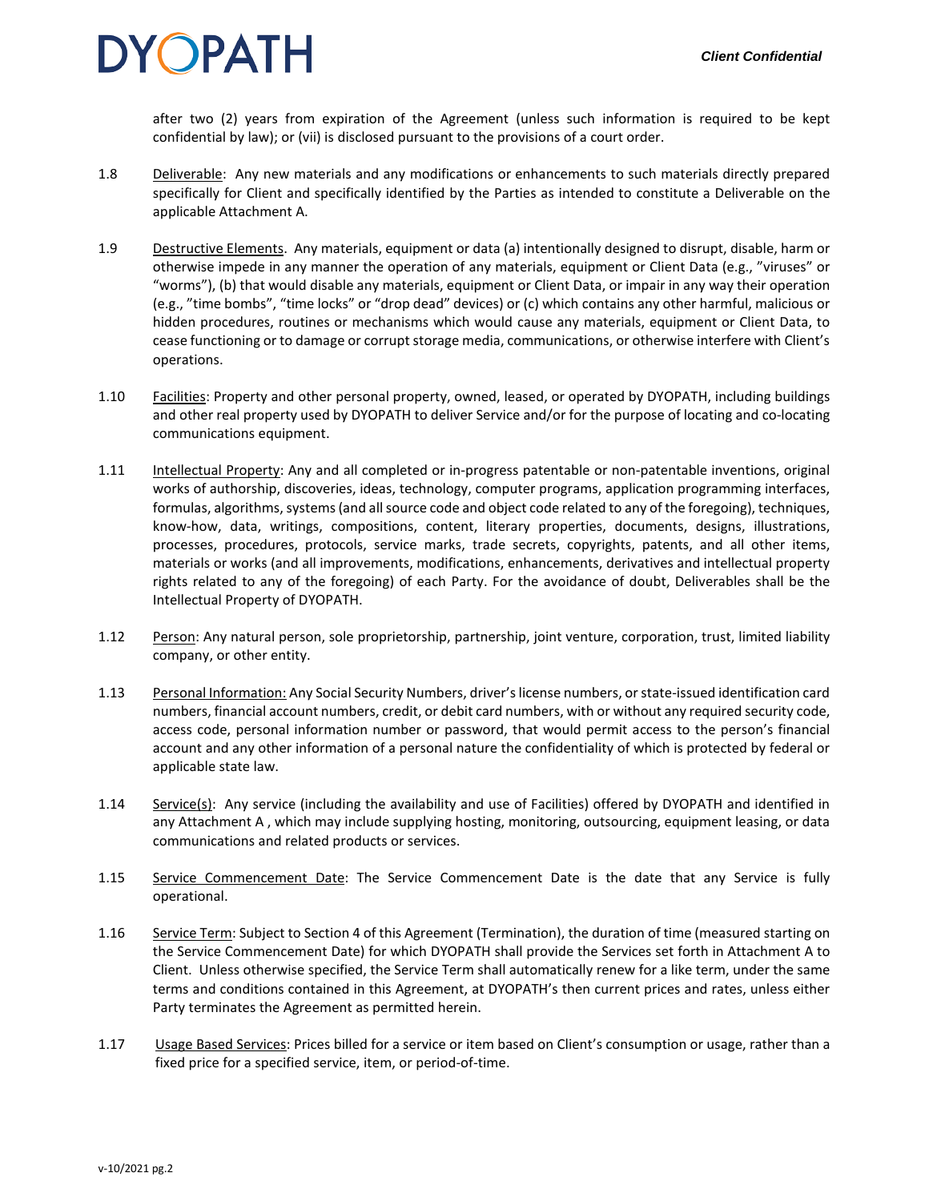after two (2) years from expiration of the Agreement (unless such information is required to be kept confidential by law); or (vii) is disclosed pursuant to the provisions of a court order.

1.8 Deliverable: Any new materials and any modifications or enhancements to such materials directly prepared specifically for Client and specifically identified by the Parties as intended to constitute a Deliverable on the applicable Attachment A.

1.9 Destructive Elements. Any materials, equipment or data (a) intentionally designed to disrupt, disable, harm or otherwise impede in any manner the operation of any materials, equipment or Client Data (e.g., "viruses" or "worms"), (b) that would disable any materials, equipment or Client Data, or impair in any way their operation (e.g., "time bombs", "time locks" or "drop dead" devices) or (c) which contains any other harmful, malicious or hidden procedures, routines or mechanisms which would cause any materials, equipment or Client Data, to cease functioning or to damage or corrupt storage media, communications, or otherwise interfere with Client's operations.

1.10 Facilities: Property and other personal property, owned, leased, or operated by DYOPATH, including buildings and other real property used by DYOPATH to deliver Service and/or for the purpose of locating and co-locating communications equipment.

1.11 Intellectual Property: Any and all completed or in-progress patentable or non-patentable inventions, original works of authorship, discoveries, ideas, technology, computer programs, application programming interfaces, formulas, algorithms, systems (and all source code and object code related to any of the foregoing), techniques, know-how, data, writings, compositions, content, literary properties, documents, designs, illustrations, processes, procedures, protocols, service marks, trade secrets, copyrights, patents, and all other items, materials or works (and all improvements, modifications, enhancements, derivatives and intellectual property rights related to any of the foregoing) of each Party. For the avoidance of doubt, Deliverables shall be the Intellectual Property of DYOPATH.

1.12 Person: Any natural person, sole proprietorship, partnership, joint venture, corporation, trust, limited liability company, or other entity.

1.13 Personal Information: Any Social Security Numbers, driver's license numbers, or state-issued identification card numbers, financial account numbers, credit, or debit card numbers, with or without any required security code, access code, personal information number or password, that would permit access to the person's financial account and any other information of a personal nature the confidentiality of which is protected by federal or applicable state law.

1.14 Service(s): Any service (including the availability and use of Facilities) offered by DYOPATH and identified in any Attachment A , which may include supplying hosting, monitoring, outsourcing, equipment leasing, or data communications and related products or services.

1.15 Service Commencement Date: The Service Commencement Date is the date that any Service is fully operational.

1.16 Service Term: Subject to Section 4 of this Agreement (Termination), the duration of time (measured starting on the Service Commencement Date) for which DYOPATH shall provide the Services set forth in Attachment A to Client. Unless otherwise specified, the Service Term shall automatically renew for a like term, under the same terms and conditions contained in this Agreement, at DYOPATH's then current prices and rates, unless either Party terminates the Agreement as permitted herein.

1.17 Usage Based Services: Prices billed for a service or item based on Client's consumption or usage, rather than a fixed price for a specified service, item, or period-of-time.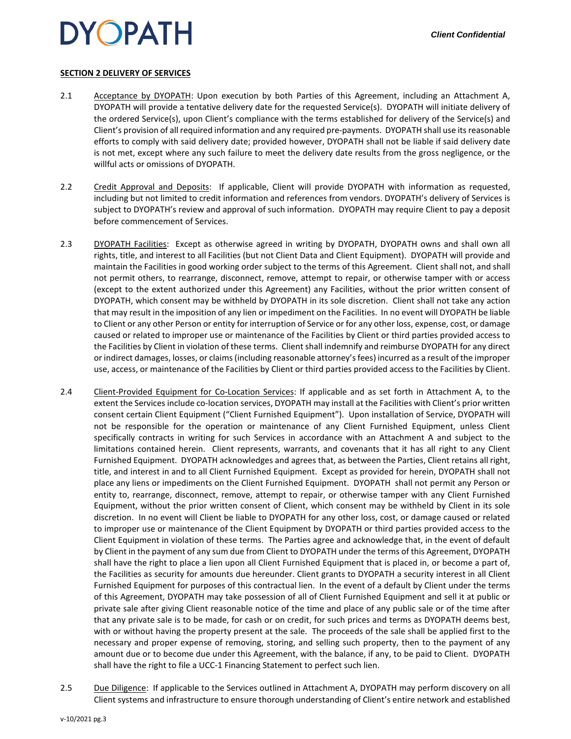**SECTION 2 DELIVERY OF SERVICES**

2.1 Acceptance by DYOPATH: Upon execution by both Parties of this Agreement, including an Attachment A, DYOPATH will provide a tentative delivery date for the requested Service(s). DYOPATH will initiate delivery of the ordered Service(s), upon Client's compliance with the terms established for delivery of the Service(s) and Client's provision of all required information and any required pre-payments. DYOPATH shall use its reasonable efforts to comply with said delivery date; provided however, DYOPATH shall not be liable if said delivery date is not met, except where any such failure to meet the delivery date results from the gross negligence, or the willful acts or omissions of DYOPATH.

2.2 Credit Approval and Deposits: If applicable, Client will provide DYOPATH with information as requested, including but not limited to credit information and references from vendors. DYOPATH's delivery of Services is subject to DYOPATH's review and approval of such information. DYOPATH may require Client to pay a deposit before commencement of Services.

2.3 DYOPATH Facilities: Except as otherwise agreed in writing by DYOPATH, DYOPATH owns and shall own all rights, title, and interest to all Facilities (but not Client Data and Client Equipment). DYOPATH will provide and maintain the Facilities in good working order subject to the terms of this Agreement. Client shall not, and shall not permit others, to rearrange, disconnect, remove, attempt to repair, or otherwise tamper with or access (except to the extent authorized under this Agreement) any Facilities, without the prior written consent of DYOPATH, which consent may be withheld by DYOPATH in its sole discretion. Client shall not take any action that may result in the imposition of any lien or impediment on the Facilities. In no event will DYOPATH be liable to Client or any other Person or entity for interruption of Service or for any other loss, expense, cost, or damage caused or related to improper use or maintenance of the Facilities by Client or third parties provided access to the Facilities by Client in violation of these terms. Client shall indemnify and reimburse DYOPATH for any direct or indirect damages, losses, or claims (including reasonable attorney's fees) incurred as a result of the improper use, access, or maintenance of the Facilities by Client or third parties provided access to the Facilities by Client.

2.4 Client-Provided Equipment for Co-Location Services: If applicable and as set forth in Attachment A, to the extent the Services include co-location services, DYOPATH may install at the Facilities with Client's prior written consent certain Client Equipment ("Client Furnished Equipment"). Upon installation of Service, DYOPATH will not be responsible for the operation or maintenance of any Client Furnished Equipment, unless Client specifically contracts in writing for such Services in accordance with an Attachment A and subject to the limitations contained herein. Client represents, warrants, and covenants that it has all right to any Client Furnished Equipment. DYOPATH acknowledges and agrees that, as between the Parties, Client retains all right, title, and interest in and to all Client Furnished Equipment. Except as provided for herein, DYOPATH shall not place any liens or impediments on the Client Furnished Equipment. DYOPATH shall not permit any Person or entity to, rearrange, disconnect, remove, attempt to repair, or otherwise tamper with any Client Furnished Equipment, without the prior written consent of Client, which consent may be withheld by Client in its sole discretion. In no event will Client be liable to DYOPATH for any other loss, cost, or damage caused or related to improper use or maintenance of the Client Equipment by DYOPATH or third parties provided access to the Client Equipment in violation of these terms. The Parties agree and acknowledge that, in the event of default by Client in the payment of any sum due from Client to DYOPATH under the terms of this Agreement, DYOPATH shall have the right to place a lien upon all Client Furnished Equipment that is placed in, or become a part of, the Facilities as security for amounts due hereunder. Client grants to DYOPATH a security interest in all Client Furnished Equipment for purposes of this contractual lien. In the event of a default by Client under the terms of this Agreement, DYOPATH may take possession of all of Client Furnished Equipment and sell it at public or private sale after giving Client reasonable notice of the time and place of any public sale or of the time after that any private sale is to be made, for cash or on credit, for such prices and terms as DYOPATH deems best, with or without having the property present at the sale. The proceeds of the sale shall be applied first to the necessary and proper expense of removing, storing, and selling such property, then to the payment of any amount due or to become due under this Agreement, with the balance, if any, to be paid to Client. DYOPATH shall have the right to file a UCC-1 Financing Statement to perfect such lien.

2.5 Due Diligence: If applicable to the Services outlined in Attachment A, DYOPATH may perform discovery on all Client systems and infrastructure to ensure thorough understanding of Client's entire network and established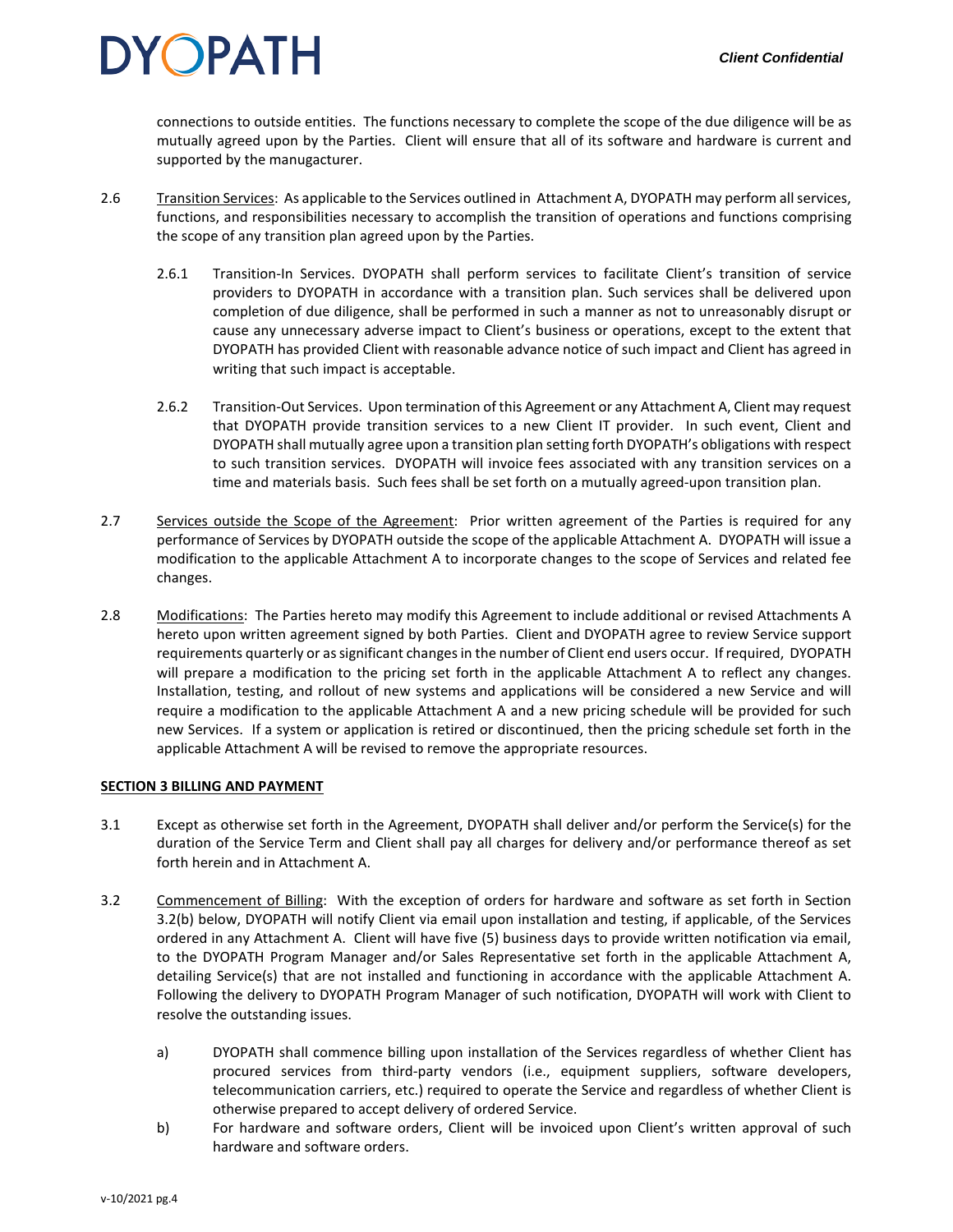connections to outside entities. The functions necessary to complete the scope of the due diligence will be as mutually agreed upon by the Parties. Client will ensure that all of its software and hardware is current and supported by the manugacturer.

2.6 Transition Services: As applicable to the Services outlined in Attachment A, DYOPATH may perform all services, functions, and responsibilities necessary to accomplish the transition of operations and functions comprising the scope of any transition plan agreed upon by the Parties.

2.6.1 Transition-In Services. DYOPATH shall perform services to facilitate Client's transition of service providers to DYOPATH in accordance with a transition plan. Such services shall be delivered upon completion of due diligence, shall be performed in such a manner as not to unreasonably disrupt or cause any unnecessary adverse impact to Client's business or operations, except to the extent that DYOPATH has provided Client with reasonable advance notice of such impact and Client has agreed in writing that such impact is acceptable.

2.6.2 Transition-Out Services. Upon termination of this Agreement or any Attachment A, Client may request that DYOPATH provide transition services to a new Client IT provider. In such event, Client and DYOPATH shall mutually agree upon a transition plan setting forth DYOPATH's obligations with respect to such transition services. DYOPATH will invoice fees associated with any transition services on a time and materials basis. Such fees shall be set forth on a mutually agreed-upon transition plan.

2.7 Services outside the Scope of the Agreement: Prior written agreement of the Parties is required for any performance of Services by DYOPATH outside the scope of the applicable Attachment A. DYOPATH will issue a modification to the applicable Attachment A to incorporate changes to the scope of Services and related fee changes.

2.8 Modifications: The Parties hereto may modify this Agreement to include additional or revised Attachments A hereto upon written agreement signed by both Parties. Client and DYOPATH agree to review Service support requirements quarterly or as significant changes in the number of Client end users occur. If required, DYOPATH will prepare a modification to the pricing set forth in the applicable Attachment A to reflect any changes. Installation, testing, and rollout of new systems and applications will be considered a new Service and will require a modification to the applicable Attachment A and a new pricing schedule will be provided for such new Services. If a system or application is retired or discontinued, then the pricing schedule set forth in the applicable Attachment A will be revised to remove the appropriate resources.

**SECTION 3 BILLING AND PAYMENT**

3.1 Except as otherwise set forth in the Agreement, DYOPATH shall deliver and/or perform the Service(s) for the duration of the Service Term and Client shall pay all charges for delivery and/or performance thereof as set forth herein and in Attachment A.

3.2 Commencement of Billing: With the exception of orders for hardware and software as set forth in Section 3.2(b) below, DYOPATH will notify Client via email upon installation and testing, if applicable, of the Services ordered in any Attachment A. Client will have five (5) business days to provide written notification via email, to the DYOPATH Program Manager and/or Sales Representative set forth in the applicable Attachment A, detailing Service(s) that are not installed and functioning in accordance with the applicable Attachment A. Following the delivery to DYOPATH Program Manager of such notification, DYOPATH will work with Client to resolve the outstanding issues.

a) DYOPATH shall commence billing upon installation of the Services regardless of whether Client has procured services from third-party vendors (i.e., equipment suppliers, software developers, telecommunication carriers, etc.) required to operate the Service and regardless of whether Client is otherwise prepared to accept delivery of ordered Service.

b) For hardware and software orders, Client will be invoiced upon Client's written approval of such hardware and software orders.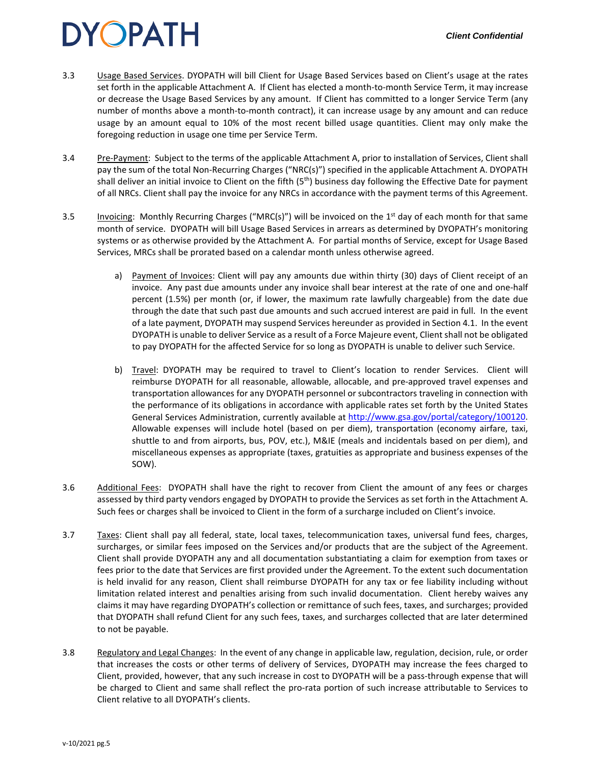3.3 Usage Based Services. DYOPATH will bill Client for Usage Based Services based on Client's usage at the rates set forth in the applicable Attachment A. If Client has elected a month-to-month Service Term, it may increase or decrease the Usage Based Services by any amount. If Client has committed to a longer Service Term (any number of months above a month-to-month contract), it can increase usage by any amount and can reduce usage by an amount equal to 10% of the most recent billed usage quantities. Client may only make the foregoing reduction in usage one time per Service Term.

3.4 Pre-Payment: Subject to the terms of the applicable Attachment A, prior to installation of Services, Client shall pay the sum of the total Non-Recurring Charges ("NRC(s)") specified in the applicable Attachment A. DYOPATH shall deliver an initial invoice to Client on the fifth (5th) business day following the Effective Date for payment of all NRCs. Client shall pay the invoice for any NRCs in accordance with the payment terms of this Agreement.

3.5 Invoicing: Monthly Recurring Charges ("MRC(s)") will be invoiced on the 1st day of each month for that same month of service. DYOPATH will bill Usage Based Services in arrears as determined by DYOPATH's monitoring systems or as otherwise provided by the Attachment A. For partial months of Service, except for Usage Based Services, MRCs shall be prorated based on a calendar month unless otherwise agreed.

a) Payment of Invoices: Client will pay any amounts due within thirty (30) days of Client receipt of an invoice. Any past due amounts under any invoice shall bear interest at the rate of one and one-half percent (1.5%) per month (or, if lower, the maximum rate lawfully chargeable) from the date due through the date that such past due amounts and such accrued interest are paid in full. In the event of a late payment, DYOPATH may suspend Services hereunder as provided in Section 4.1. In the event DYOPATH is unable to deliver Service as a result of a Force Majeure event, Client shall not be obligated to pay DYOPATH for the affected Service for so long as DYOPATH is unable to deliver such Service.

b) Travel: DYOPATH may be required to travel to Client's location to render Services. Client will reimburse DYOPATH for all reasonable, allowable, allocable, and pre-approved travel expenses and transportation allowances for any DYOPATH personnel or subcontractors traveling in connection with the performance of its obligations in accordance with applicable rates set forth by the United States General Services Administration, currently available at http://www.gsa.gov/portal/category/100120. Allowable expenses will include hotel (based on per diem), transportation (economy airfare, taxi, shuttle to and from airports, bus, POV, etc.), M&IE (meals and incidentals based on per diem), and miscellaneous expenses as appropriate (taxes, gratuities as appropriate and business expenses of the SOW).

3.6 Additional Fees: DYOPATH shall have the right to recover from Client the amount of any fees or charges assessed by third party vendors engaged by DYOPATH to provide the Services as set forth in the Attachment A. Such fees or charges shall be invoiced to Client in the form of a surcharge included on Client's invoice.

3.7 Taxes: Client shall pay all federal, state, local taxes, telecommunication taxes, universal fund fees, charges, surcharges, or similar fees imposed on the Services and/or products that are the subject of the Agreement. Client shall provide DYOPATH any and all documentation substantiating a claim for exemption from taxes or fees prior to the date that Services are first provided under the Agreement. To the extent such documentation is held invalid for any reason, Client shall reimburse DYOPATH for any tax or fee liability including without limitation related interest and penalties arising from such invalid documentation. Client hereby waives any claims it may have regarding DYOPATH's collection or remittance of such fees, taxes, and surcharges; provided that DYOPATH shall refund Client for any such fees, taxes, and surcharges collected that are later determined to not be payable.

3.8 Regulatory and Legal Changes: In the event of any change in applicable law, regulation, decision, rule, or order that increases the costs or other terms of delivery of Services, DYOPATH may increase the fees charged to Client, provided, however, that any such increase in cost to DYOPATH will be a pass-through expense that will be charged to Client and same shall reflect the pro-rata portion of such increase attributable to Services to Client relative to all DYOPATH's clients.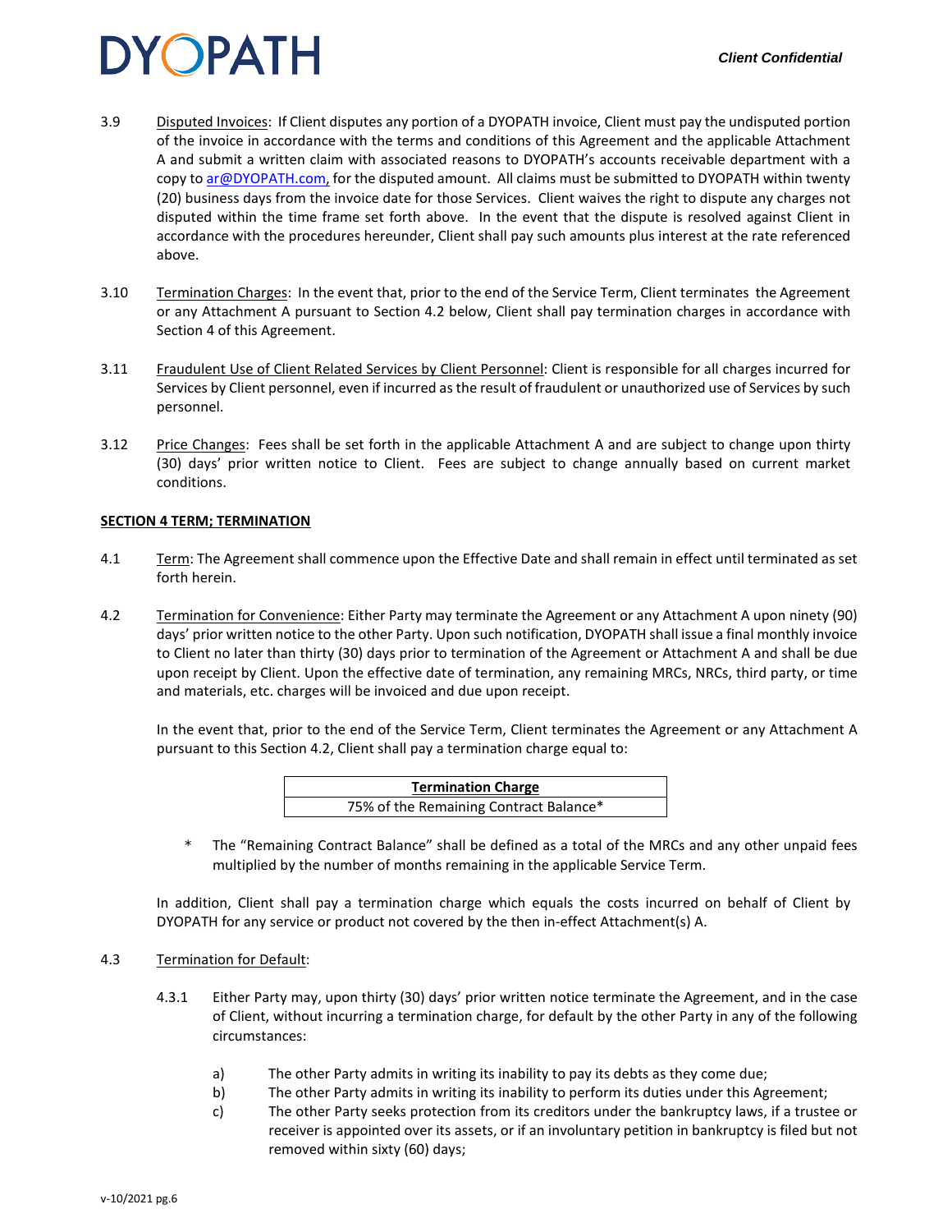3.9 Disputed Invoices: If Client disputes any portion of a DYOPATH invoice, Client must pay the undisputed portion of the invoice in accordance with the terms and conditions of this Agreement and the applicable Attachment A and submit a written claim with associated reasons to DYOPATH's accounts receivable department with a copy to ar@DYOPATH.com, for the disputed amount. All claims must be submitted to DYOPATH within twenty (20) business days from the invoice date for those Services. Client waives the right to dispute any charges not disputed within the time frame set forth above. In the event that the dispute is resolved against Client in accordance with the procedures hereunder, Client shall pay such amounts plus interest at the rate referenced above.

3.10 Termination Charges: In the event that, prior to the end of the Service Term, Client terminates the Agreement or any Attachment A pursuant to Section 4.2 below, Client shall pay termination charges in accordance with Section 4 of this Agreement.

3.11 Fraudulent Use of Client Related Services by Client Personnel: Client is responsible for all charges incurred for Services by Client personnel, even if incurred as the result of fraudulent or unauthorized use of Services by such personnel.

3.12 Price Changes: Fees shall be set forth in the applicable Attachment A and are subject to change upon thirty (30) days' prior written notice to Client. Fees are subject to change annually based on current market conditions.

## SECTION 4 TERM; TERMINATION

4.1 Term: The Agreement shall commence upon the Effective Date and shall remain in effect until terminated as set forth herein.

4.2 Termination for Convenience: Either Party may terminate the Agreement or any Attachment A upon ninety (90) days' prior written notice to the other Party. Upon such notification, DYOPATH shall issue a final monthly invoice to Client no later than thirty (30) days prior to termination of the Agreement or Attachment A and shall be due upon receipt by Client. Upon the effective date of termination, any remaining MRCs, NRCs, third party, or time and materials, etc. charges will be invoiced and due upon receipt.

In the event that, prior to the end of the Service Term, Client terminates the Agreement or any Attachment A pursuant to this Section 4.2, Client shall pay a termination charge equal to:

| Termination Charge |
|---|
| 75% of the Remaining Contract Balance* |

\* The "Remaining Contract Balance" shall be defined as a total of the MRCs and any other unpaid fees multiplied by the number of months remaining in the applicable Service Term.

In addition, Client shall pay a termination charge which equals the costs incurred on behalf of Client by DYOPATH for any service or product not covered by the then in-effect Attachment(s) A.

4.3 Termination for Default:

4.3.1 Either Party may, upon thirty (30) days' prior written notice terminate the Agreement, and in the case of Client, without incurring a termination charge, for default by the other Party in any of the following circumstances:

a) The other Party admits in writing its inability to pay its debts as they come due;

b) The other Party admits in writing its inability to perform its duties under this Agreement;

c) The other Party seeks protection from its creditors under the bankruptcy laws, if a trustee or receiver is appointed over its assets, or if an involuntary petition in bankruptcy is filed but not removed within sixty (60) days;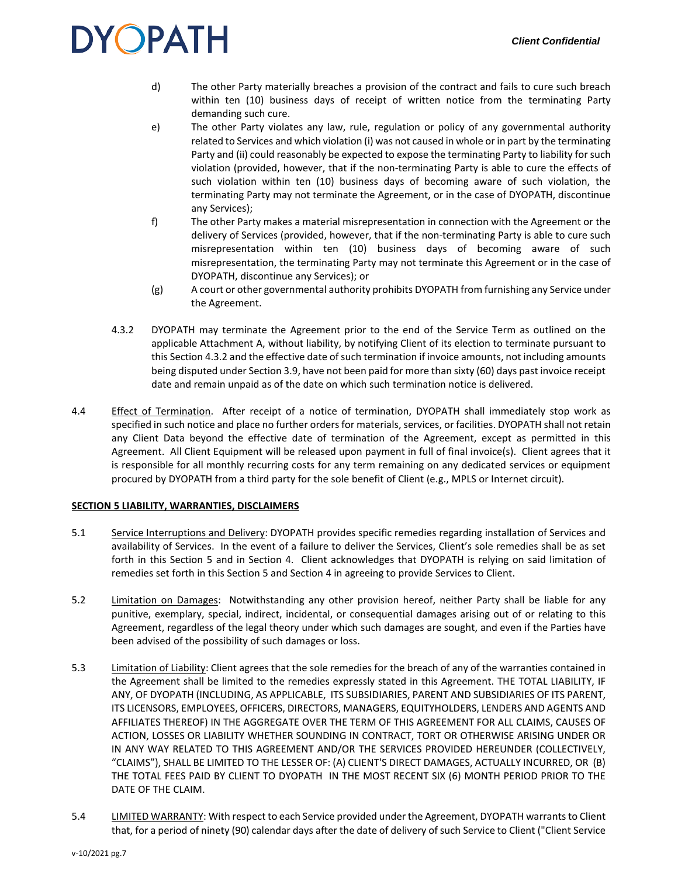d) The other Party materially breaches a provision of the contract and fails to cure such breach within ten (10) business days of receipt of written notice from the terminating Party demanding such cure.

e) The other Party violates any law, rule, regulation or policy of any governmental authority related to Services and which violation (i) was not caused in whole or in part by the terminating Party and (ii) could reasonably be expected to expose the terminating Party to liability for such violation (provided, however, that if the non-terminating Party is able to cure the effects of such violation within ten (10) business days of becoming aware of such violation, the terminating Party may not terminate the Agreement, or in the case of DYOPATH, discontinue any Services);

f) The other Party makes a material misrepresentation in connection with the Agreement or the delivery of Services (provided, however, that if the non-terminating Party is able to cure such misrepresentation within ten (10) business days of becoming aware of such misrepresentation, the terminating Party may not terminate this Agreement or in the case of DYOPATH, discontinue any Services); or

(g) A court or other governmental authority prohibits DYOPATH from furnishing any Service under the Agreement.

4.3.2 DYOPATH may terminate the Agreement prior to the end of the Service Term as outlined on the applicable Attachment A, without liability, by notifying Client of its election to terminate pursuant to this Section 4.3.2 and the effective date of such termination if invoice amounts, not including amounts being disputed under Section 3.9, have not been paid for more than sixty (60) days past invoice receipt date and remain unpaid as of the date on which such termination notice is delivered.

4.4 Effect of Termination. After receipt of a notice of termination, DYOPATH shall immediately stop work as specified in such notice and place no further orders for materials, services, or facilities. DYOPATH shall not retain any Client Data beyond the effective date of termination of the Agreement, except as permitted in this Agreement. All Client Equipment will be released upon payment in full of final invoice(s). Client agrees that it is responsible for all monthly recurring costs for any term remaining on any dedicated services or equipment procured by DYOPATH from a third party for the sole benefit of Client (e.g., MPLS or Internet circuit).

**SECTION 5 LIABILITY, WARRANTIES, DISCLAIMERS**

5.1 Service Interruptions and Delivery: DYOPATH provides specific remedies regarding installation of Services and availability of Services. In the event of a failure to deliver the Services, Client's sole remedies shall be as set forth in this Section 5 and in Section 4. Client acknowledges that DYOPATH is relying on said limitation of remedies set forth in this Section 5 and Section 4 in agreeing to provide Services to Client.

5.2 Limitation on Damages: Notwithstanding any other provision hereof, neither Party shall be liable for any punitive, exemplary, special, indirect, incidental, or consequential damages arising out of or relating to this Agreement, regardless of the legal theory under which such damages are sought, and even if the Parties have been advised of the possibility of such damages or loss.

5.3 Limitation of Liability: Client agrees that the sole remedies for the breach of any of the warranties contained in the Agreement shall be limited to the remedies expressly stated in this Agreement. THE TOTAL LIABILITY, IF ANY, OF DYOPATH (INCLUDING, AS APPLICABLE, ITS SUBSIDIARIES, PARENT AND SUBSIDIARIES OF ITS PARENT, ITS LICENSORS, EMPLOYEES, OFFICERS, DIRECTORS, MANAGERS, EQUITYHOLDERS, LENDERS AND AGENTS AND AFFILIATES THEREOF) IN THE AGGREGATE OVER THE TERM OF THIS AGREEMENT FOR ALL CLAIMS, CAUSES OF ACTION, LOSSES OR LIABILITY WHETHER SOUNDING IN CONTRACT, TORT OR OTHERWISE ARISING UNDER OR IN ANY WAY RELATED TO THIS AGREEMENT AND/OR THE SERVICES PROVIDED HEREUNDER (COLLECTIVELY, "CLAIMS"), SHALL BE LIMITED TO THE LESSER OF: (A) CLIENT'S DIRECT DAMAGES, ACTUALLY INCURRED, OR (B) THE TOTAL FEES PAID BY CLIENT TO DYOPATH IN THE MOST RECENT SIX (6) MONTH PERIOD PRIOR TO THE DATE OF THE CLAIM.

5.4 LIMITED WARRANTY: With respect to each Service provided under the Agreement, DYOPATH warrants to Client that, for a period of ninety (90) calendar days after the date of delivery of such Service to Client ("Client Service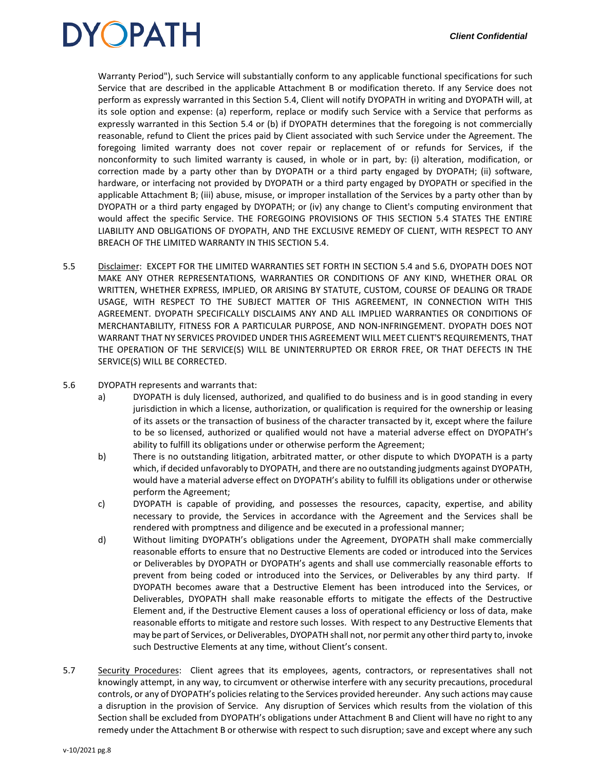Warranty Period"), such Service will substantially conform to any applicable functional specifications for such Service that are described in the applicable Attachment B or modification thereto. If any Service does not perform as expressly warranted in this Section 5.4, Client will notify DYOPATH in writing and DYOPATH will, at its sole option and expense: (a) reperform, replace or modify such Service with a Service that performs as expressly warranted in this Section 5.4 or (b) if DYOPATH determines that the foregoing is not commercially reasonable, refund to Client the prices paid by Client associated with such Service under the Agreement. The foregoing limited warranty does not cover repair or replacement of or refunds for Services, if the nonconformity to such limited warranty is caused, in whole or in part, by: (i) alteration, modification, or correction made by a party other than by DYOPATH or a third party engaged by DYOPATH; (ii) software, hardware, or interfacing not provided by DYOPATH or a third party engaged by DYOPATH or specified in the applicable Attachment B; (iii) abuse, misuse, or improper installation of the Services by a party other than by DYOPATH or a third party engaged by DYOPATH; or (iv) any change to Client's computing environment that would affect the specific Service. THE FOREGOING PROVISIONS OF THIS SECTION 5.4 STATES THE ENTIRE LIABILITY AND OBLIGATIONS OF DYOPATH, AND THE EXCLUSIVE REMEDY OF CLIENT, WITH RESPECT TO ANY BREACH OF THE LIMITED WARRANTY IN THIS SECTION 5.4.

5.5 Disclaimer: EXCEPT FOR THE LIMITED WARRANTIES SET FORTH IN SECTION 5.4 and 5.6, DYOPATH DOES NOT MAKE ANY OTHER REPRESENTATIONS, WARRANTIES OR CONDITIONS OF ANY KIND, WHETHER ORAL OR WRITTEN, WHETHER EXPRESS, IMPLIED, OR ARISING BY STATUTE, CUSTOM, COURSE OF DEALING OR TRADE USAGE, WITH RESPECT TO THE SUBJECT MATTER OF THIS AGREEMENT, IN CONNECTION WITH THIS AGREEMENT. DYOPATH SPECIFICALLY DISCLAIMS ANY AND ALL IMPLIED WARRANTIES OR CONDITIONS OF MERCHANTABILITY, FITNESS FOR A PARTICULAR PURPOSE, AND NON-INFRINGEMENT. DYOPATH DOES NOT WARRANT THAT NY SERVICES PROVIDED UNDER THIS AGREEMENT WILL MEET CLIENT'S REQUIREMENTS, THAT THE OPERATION OF THE SERVICE(S) WILL BE UNINTERRUPTED OR ERROR FREE, OR THAT DEFECTS IN THE SERVICE(S) WILL BE CORRECTED.

5.6 DYOPATH represents and warrants that:

a) DYOPATH is duly licensed, authorized, and qualified to do business and is in good standing in every jurisdiction in which a license, authorization, or qualification is required for the ownership or leasing of its assets or the transaction of business of the character transacted by it, except where the failure to be so licensed, authorized or qualified would not have a material adverse effect on DYOPATH's ability to fulfill its obligations under or otherwise perform the Agreement;

b) There is no outstanding litigation, arbitrated matter, or other dispute to which DYOPATH is a party which, if decided unfavorably to DYOPATH, and there are no outstanding judgments against DYOPATH, would have a material adverse effect on DYOPATH's ability to fulfill its obligations under or otherwise perform the Agreement;

c) DYOPATH is capable of providing, and possesses the resources, capacity, expertise, and ability necessary to provide, the Services in accordance with the Agreement and the Services shall be rendered with promptness and diligence and be executed in a professional manner;

d) Without limiting DYOPATH's obligations under the Agreement, DYOPATH shall make commercially reasonable efforts to ensure that no Destructive Elements are coded or introduced into the Services or Deliverables by DYOPATH or DYOPATH's agents and shall use commercially reasonable efforts to prevent from being coded or introduced into the Services, or Deliverables by any third party. If DYOPATH becomes aware that a Destructive Element has been introduced into the Services, or Deliverables, DYOPATH shall make reasonable efforts to mitigate the effects of the Destructive Element and, if the Destructive Element causes a loss of operational efficiency or loss of data, make reasonable efforts to mitigate and restore such losses. With respect to any Destructive Elements that may be part of Services, or Deliverables, DYOPATH shall not, nor permit any other third party to, invoke such Destructive Elements at any time, without Client's consent.

5.7 Security Procedures: Client agrees that its employees, agents, contractors, or representatives shall not knowingly attempt, in any way, to circumvent or otherwise interfere with any security precautions, procedural controls, or any of DYOPATH's policies relating to the Services provided hereunder. Any such actions may cause a disruption in the provision of Service. Any disruption of Services which results from the violation of this Section shall be excluded from DYOPATH's obligations under Attachment B and Client will have no right to any remedy under the Attachment B or otherwise with respect to such disruption; save and except where any such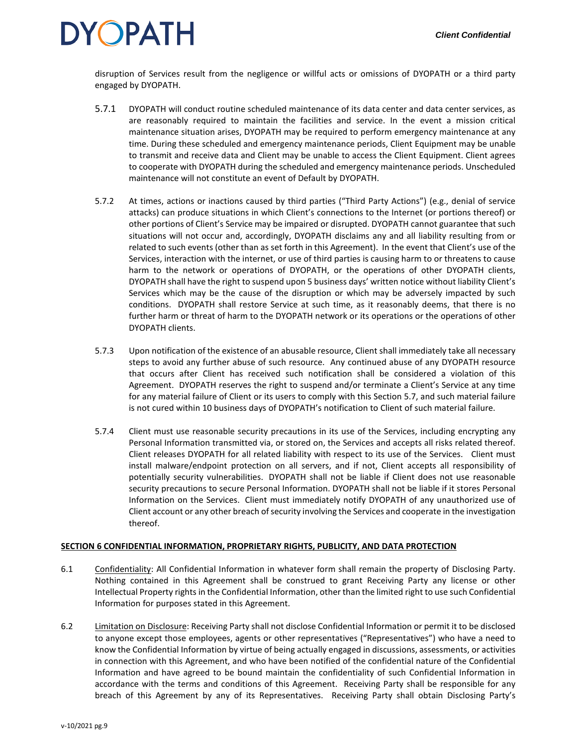disruption of Services result from the negligence or willful acts or omissions of DYOPATH or a third party engaged by DYOPATH.

5.7.1 DYOPATH will conduct routine scheduled maintenance of its data center and data center services, as are reasonably required to maintain the facilities and service. In the event a mission critical maintenance situation arises, DYOPATH may be required to perform emergency maintenance at any time. During these scheduled and emergency maintenance periods, Client Equipment may be unable to transmit and receive data and Client may be unable to access the Client Equipment. Client agrees to cooperate with DYOPATH during the scheduled and emergency maintenance periods. Unscheduled maintenance will not constitute an event of Default by DYOPATH.

5.7.2 At times, actions or inactions caused by third parties ("Third Party Actions") (e.g., denial of service attacks) can produce situations in which Client's connections to the Internet (or portions thereof) or other portions of Client's Service may be impaired or disrupted. DYOPATH cannot guarantee that such situations will not occur and, accordingly, DYOPATH disclaims any and all liability resulting from or related to such events (other than as set forth in this Agreement). In the event that Client's use of the Services, interaction with the internet, or use of third parties is causing harm to or threatens to cause harm to the network or operations of DYOPATH, or the operations of other DYOPATH clients, DYOPATH shall have the right to suspend upon 5 business days' written notice without liability Client's Services which may be the cause of the disruption or which may be adversely impacted by such conditions. DYOPATH shall restore Service at such time, as it reasonably deems, that there is no further harm or threat of harm to the DYOPATH network or its operations or the operations of other DYOPATH clients.

5.7.3 Upon notification of the existence of an abusable resource, Client shall immediately take all necessary steps to avoid any further abuse of such resource. Any continued abuse of any DYOPATH resource that occurs after Client has received such notification shall be considered a violation of this Agreement. DYOPATH reserves the right to suspend and/or terminate a Client's Service at any time for any material failure of Client or its users to comply with this Section 5.7, and such material failure is not cured within 10 business days of DYOPATH's notification to Client of such material failure.

5.7.4 Client must use reasonable security precautions in its use of the Services, including encrypting any Personal Information transmitted via, or stored on, the Services and accepts all risks related thereof. Client releases DYOPATH for all related liability with respect to its use of the Services. Client must install malware/endpoint protection on all servers, and if not, Client accepts all responsibility of potentially security vulnerabilities. DYOPATH shall not be liable if Client does not use reasonable security precautions to secure Personal Information. DYOPATH shall not be liable if it stores Personal Information on the Services. Client must immediately notify DYOPATH of any unauthorized use of Client account or any other breach of security involving the Services and cooperate in the investigation thereof.

## SECTION 6 CONFIDENTIAL INFORMATION, PROPRIETARY RIGHTS, PUBLICITY, AND DATA PROTECTION

6.1 Confidentiality: All Confidential Information in whatever form shall remain the property of Disclosing Party. Nothing contained in this Agreement shall be construed to grant Receiving Party any license or other Intellectual Property rights in the Confidential Information, other than the limited right to use such Confidential Information for purposes stated in this Agreement.

6.2 Limitation on Disclosure: Receiving Party shall not disclose Confidential Information or permit it to be disclosed to anyone except those employees, agents or other representatives ("Representatives") who have a need to know the Confidential Information by virtue of being actually engaged in discussions, assessments, or activities in connection with this Agreement, and who have been notified of the confidential nature of the Confidential Information and have agreed to be bound maintain the confidentiality of such Confidential Information in accordance with the terms and conditions of this Agreement. Receiving Party shall be responsible for any breach of this Agreement by any of its Representatives. Receiving Party shall obtain Disclosing Party's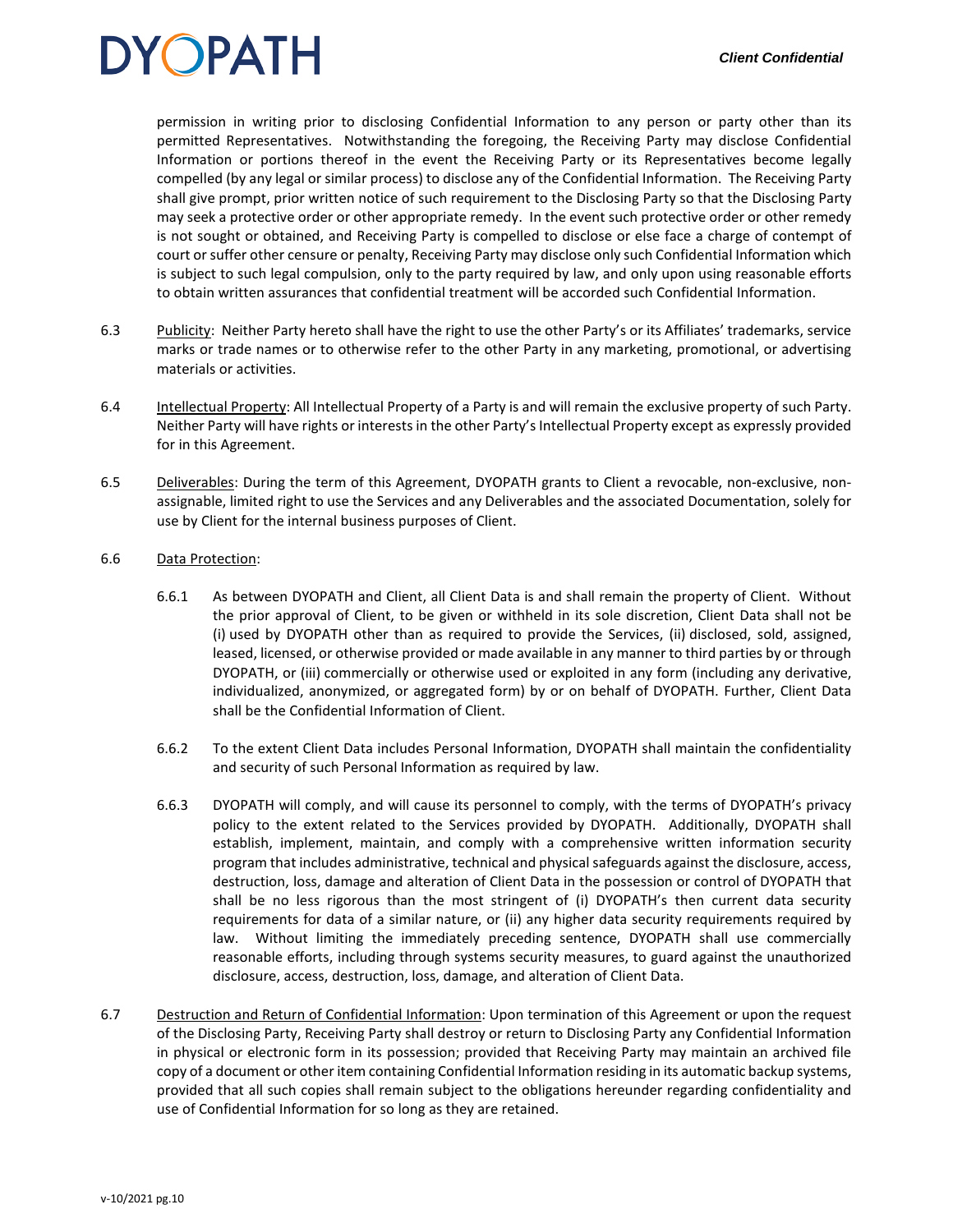permission in writing prior to disclosing Confidential Information to any person or party other than its permitted Representatives. Notwithstanding the foregoing, the Receiving Party may disclose Confidential Information or portions thereof in the event the Receiving Party or its Representatives become legally compelled (by any legal or similar process) to disclose any of the Confidential Information. The Receiving Party shall give prompt, prior written notice of such requirement to the Disclosing Party so that the Disclosing Party may seek a protective order or other appropriate remedy. In the event such protective order or other remedy is not sought or obtained, and Receiving Party is compelled to disclose or else face a charge of contempt of court or suffer other censure or penalty, Receiving Party may disclose only such Confidential Information which is subject to such legal compulsion, only to the party required by law, and only upon using reasonable efforts to obtain written assurances that confidential treatment will be accorded such Confidential Information.

6.3 Publicity: Neither Party hereto shall have the right to use the other Party's or its Affiliates' trademarks, service marks or trade names or to otherwise refer to the other Party in any marketing, promotional, or advertising materials or activities.

6.4 Intellectual Property: All Intellectual Property of a Party is and will remain the exclusive property of such Party. Neither Party will have rights or interests in the other Party's Intellectual Property except as expressly provided for in this Agreement.

6.5 Deliverables: During the term of this Agreement, DYOPATH grants to Client a revocable, non-exclusive, non-assignable, limited right to use the Services and any Deliverables and the associated Documentation, solely for use by Client for the internal business purposes of Client.

6.6 Data Protection:

6.6.1 As between DYOPATH and Client, all Client Data is and shall remain the property of Client. Without the prior approval of Client, to be given or withheld in its sole discretion, Client Data shall not be (i) used by DYOPATH other than as required to provide the Services, (ii) disclosed, sold, assigned, leased, licensed, or otherwise provided or made available in any manner to third parties by or through DYOPATH, or (iii) commercially or otherwise used or exploited in any form (including any derivative, individualized, anonymized, or aggregated form) by or on behalf of DYOPATH. Further, Client Data shall be the Confidential Information of Client.

6.6.2 To the extent Client Data includes Personal Information, DYOPATH shall maintain the confidentiality and security of such Personal Information as required by law.

6.6.3 DYOPATH will comply, and will cause its personnel to comply, with the terms of DYOPATH's privacy policy to the extent related to the Services provided by DYOPATH. Additionally, DYOPATH shall establish, implement, maintain, and comply with a comprehensive written information security program that includes administrative, technical and physical safeguards against the disclosure, access, destruction, loss, damage and alteration of Client Data in the possession or control of DYOPATH that shall be no less rigorous than the most stringent of (i) DYOPATH's then current data security requirements for data of a similar nature, or (ii) any higher data security requirements required by law. Without limiting the immediately preceding sentence, DYOPATH shall use commercially reasonable efforts, including through systems security measures, to guard against the unauthorized disclosure, access, destruction, loss, damage, and alteration of Client Data.

6.7 Destruction and Return of Confidential Information: Upon termination of this Agreement or upon the request of the Disclosing Party, Receiving Party shall destroy or return to Disclosing Party any Confidential Information in physical or electronic form in its possession; provided that Receiving Party may maintain an archived file copy of a document or other item containing Confidential Information residing in its automatic backup systems, provided that all such copies shall remain subject to the obligations hereunder regarding confidentiality and use of Confidential Information for so long as they are retained.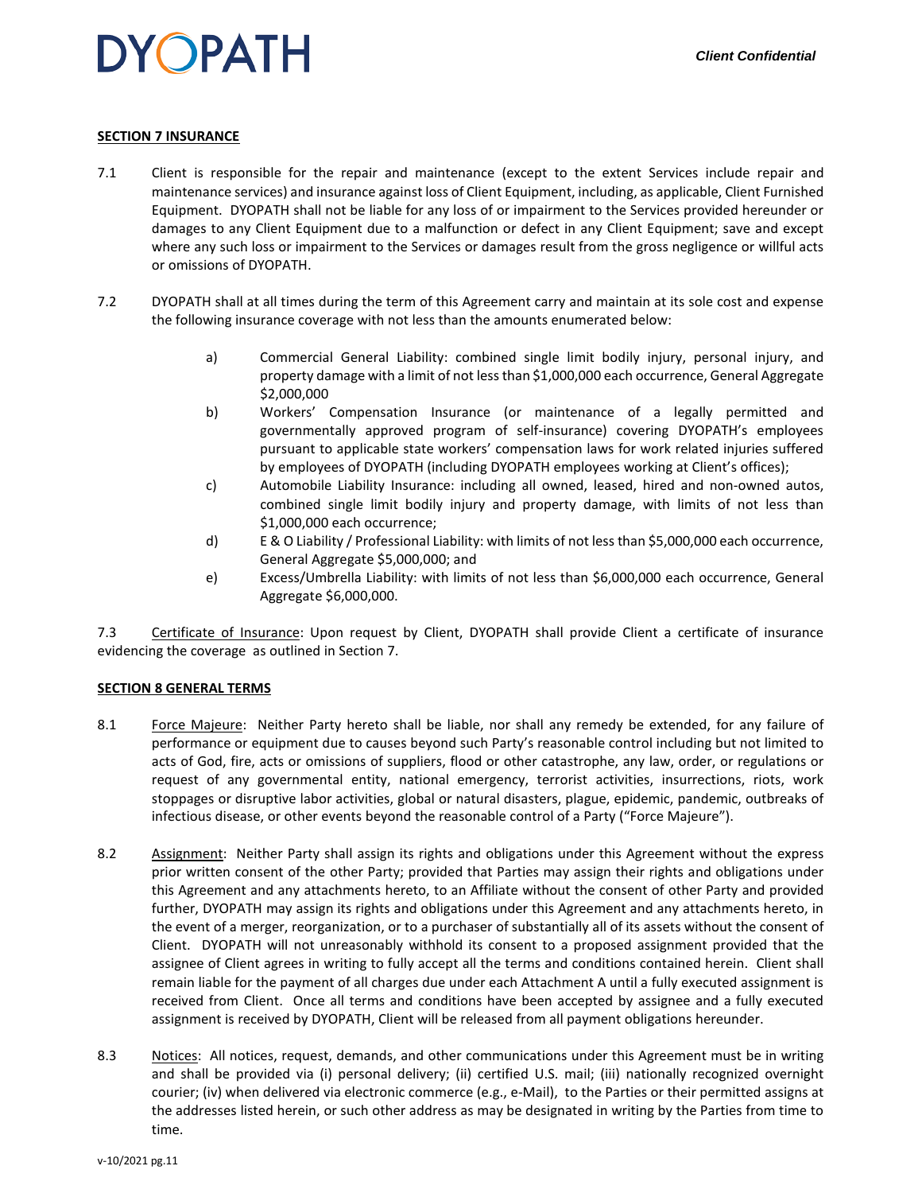**SECTION 7 INSURANCE**

7.1 Client is responsible for the repair and maintenance (except to the extent Services include repair and maintenance services) and insurance against loss of Client Equipment, including, as applicable, Client Furnished Equipment. DYOPATH shall not be liable for any loss of or impairment to the Services provided hereunder or damages to any Client Equipment due to a malfunction or defect in any Client Equipment; save and except where any such loss or impairment to the Services or damages result from the gross negligence or willful acts or omissions of DYOPATH.

7.2 DYOPATH shall at all times during the term of this Agreement carry and maintain at its sole cost and expense the following insurance coverage with not less than the amounts enumerated below:

a) Commercial General Liability: combined single limit bodily injury, personal injury, and property damage with a limit of not less than $1,000,000 each occurrence, General Aggregate $2,000,000

b) Workers' Compensation Insurance (or maintenance of a legally permitted and governmentally approved program of self-insurance) covering DYOPATH's employees pursuant to applicable state workers' compensation laws for work related injuries suffered by employees of DYOPATH (including DYOPATH employees working at Client's offices);

c) Automobile Liability Insurance: including all owned, leased, hired and non-owned autos, combined single limit bodily injury and property damage, with limits of not less than $1,000,000 each occurrence;

d) E & O Liability / Professional Liability: with limits of not less than $5,000,000 each occurrence, General Aggregate $5,000,000; and

e) Excess/Umbrella Liability: with limits of not less than $6,000,000 each occurrence, General Aggregate $6,000,000.

7.3 Certificate of Insurance: Upon request by Client, DYOPATH shall provide Client a certificate of insurance evidencing the coverage as outlined in Section 7.

**SECTION 8 GENERAL TERMS**

8.1 Force Majeure: Neither Party hereto shall be liable, nor shall any remedy be extended, for any failure of performance or equipment due to causes beyond such Party's reasonable control including but not limited to acts of God, fire, acts or omissions of suppliers, flood or other catastrophe, any law, order, or regulations or request of any governmental entity, national emergency, terrorist activities, insurrections, riots, work stoppages or disruptive labor activities, global or natural disasters, plague, epidemic, pandemic, outbreaks of infectious disease, or other events beyond the reasonable control of a Party ("Force Majeure").

8.2 Assignment: Neither Party shall assign its rights and obligations under this Agreement without the express prior written consent of the other Party; provided that Parties may assign their rights and obligations under this Agreement and any attachments hereto, to an Affiliate without the consent of other Party and provided further, DYOPATH may assign its rights and obligations under this Agreement and any attachments hereto, in the event of a merger, reorganization, or to a purchaser of substantially all of its assets without the consent of Client. DYOPATH will not unreasonably withhold its consent to a proposed assignment provided that the assignee of Client agrees in writing to fully accept all the terms and conditions contained herein. Client shall remain liable for the payment of all charges due under each Attachment A until a fully executed assignment is received from Client. Once all terms and conditions have been accepted by assignee and a fully executed assignment is received by DYOPATH, Client will be released from all payment obligations hereunder.

8.3 Notices: All notices, request, demands, and other communications under this Agreement must be in writing and shall be provided via (i) personal delivery; (ii) certified U.S. mail; (iii) nationally recognized overnight courier; (iv) when delivered via electronic commerce (e.g., e-Mail), to the Parties or their permitted assigns at the addresses listed herein, or such other address as may be designated in writing by the Parties from time to time.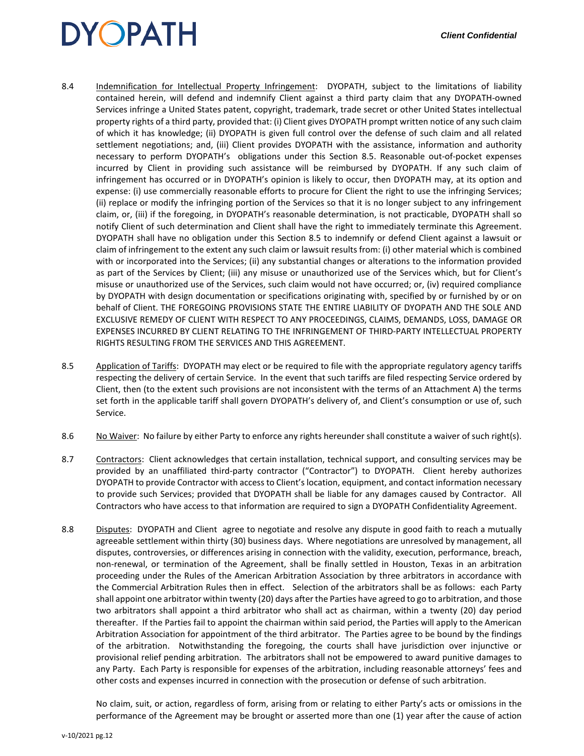8.4 Indemnification for Intellectual Property Infringement: DYOPATH, subject to the limitations of liability contained herein, will defend and indemnify Client against a third party claim that any DYOPATH-owned Services infringe a United States patent, copyright, trademark, trade secret or other United States intellectual property rights of a third party, provided that: (i) Client gives DYOPATH prompt written notice of any such claim of which it has knowledge; (ii) DYOPATH is given full control over the defense of such claim and all related settlement negotiations; and, (iii) Client provides DYOPATH with the assistance, information and authority necessary to perform DYOPATH's obligations under this Section 8.5. Reasonable out-of-pocket expenses incurred by Client in providing such assistance will be reimbursed by DYOPATH. If any such claim of infringement has occurred or in DYOPATH's opinion is likely to occur, then DYOPATH may, at its option and expense: (i) use commercially reasonable efforts to procure for Client the right to use the infringing Services; (ii) replace or modify the infringing portion of the Services so that it is no longer subject to any infringement claim, or, (iii) if the foregoing, in DYOPATH's reasonable determination, is not practicable, DYOPATH shall so notify Client of such determination and Client shall have the right to immediately terminate this Agreement. DYOPATH shall have no obligation under this Section 8.5 to indemnify or defend Client against a lawsuit or claim of infringement to the extent any such claim or lawsuit results from: (i) other material which is combined with or incorporated into the Services; (ii) any substantial changes or alterations to the information provided as part of the Services by Client; (iii) any misuse or unauthorized use of the Services which, but for Client's misuse or unauthorized use of the Services, such claim would not have occurred; or, (iv) required compliance by DYOPATH with design documentation or specifications originating with, specified by or furnished by or on behalf of Client. THE FOREGOING PROVISIONS STATE THE ENTIRE LIABILITY OF DYOPATH AND THE SOLE AND EXCLUSIVE REMEDY OF CLIENT WITH RESPECT TO ANY PROCEEDINGS, CLAIMS, DEMANDS, LOSS, DAMAGE OR EXPENSES INCURRED BY CLIENT RELATING TO THE INFRINGEMENT OF THIRD-PARTY INTELLECTUAL PROPERTY RIGHTS RESULTING FROM THE SERVICES AND THIS AGREEMENT.

8.5 Application of Tariffs: DYOPATH may elect or be required to file with the appropriate regulatory agency tariffs respecting the delivery of certain Service. In the event that such tariffs are filed respecting Service ordered by Client, then (to the extent such provisions are not inconsistent with the terms of an Attachment A) the terms set forth in the applicable tariff shall govern DYOPATH's delivery of, and Client's consumption or use of, such Service.

8.6 No Waiver: No failure by either Party to enforce any rights hereunder shall constitute a waiver of such right(s).

8.7 Contractors: Client acknowledges that certain installation, technical support, and consulting services may be provided by an unaffiliated third-party contractor ("Contractor") to DYOPATH. Client hereby authorizes DYOPATH to provide Contractor with access to Client's location, equipment, and contact information necessary to provide such Services; provided that DYOPATH shall be liable for any damages caused by Contractor. All Contractors who have access to that information are required to sign a DYOPATH Confidentiality Agreement.

8.8 Disputes: DYOPATH and Client agree to negotiate and resolve any dispute in good faith to reach a mutually agreeable settlement within thirty (30) business days. Where negotiations are unresolved by management, all disputes, controversies, or differences arising in connection with the validity, execution, performance, breach, non-renewal, or termination of the Agreement, shall be finally settled in Houston, Texas in an arbitration proceeding under the Rules of the American Arbitration Association by three arbitrators in accordance with the Commercial Arbitration Rules then in effect. Selection of the arbitrators shall be as follows: each Party shall appoint one arbitrator within twenty (20) days after the Parties have agreed to go to arbitration, and those two arbitrators shall appoint a third arbitrator who shall act as chairman, within a twenty (20) day period thereafter. If the Parties fail to appoint the chairman within said period, the Parties will apply to the American Arbitration Association for appointment of the third arbitrator. The Parties agree to be bound by the findings of the arbitration. Notwithstanding the foregoing, the courts shall have jurisdiction over injunctive or provisional relief pending arbitration. The arbitrators shall not be empowered to award punitive damages to any Party. Each Party is responsible for expenses of the arbitration, including reasonable attorneys' fees and other costs and expenses incurred in connection with the prosecution or defense of such arbitration.

No claim, suit, or action, regardless of form, arising from or relating to either Party's acts or omissions in the performance of the Agreement may be brought or asserted more than one (1) year after the cause of action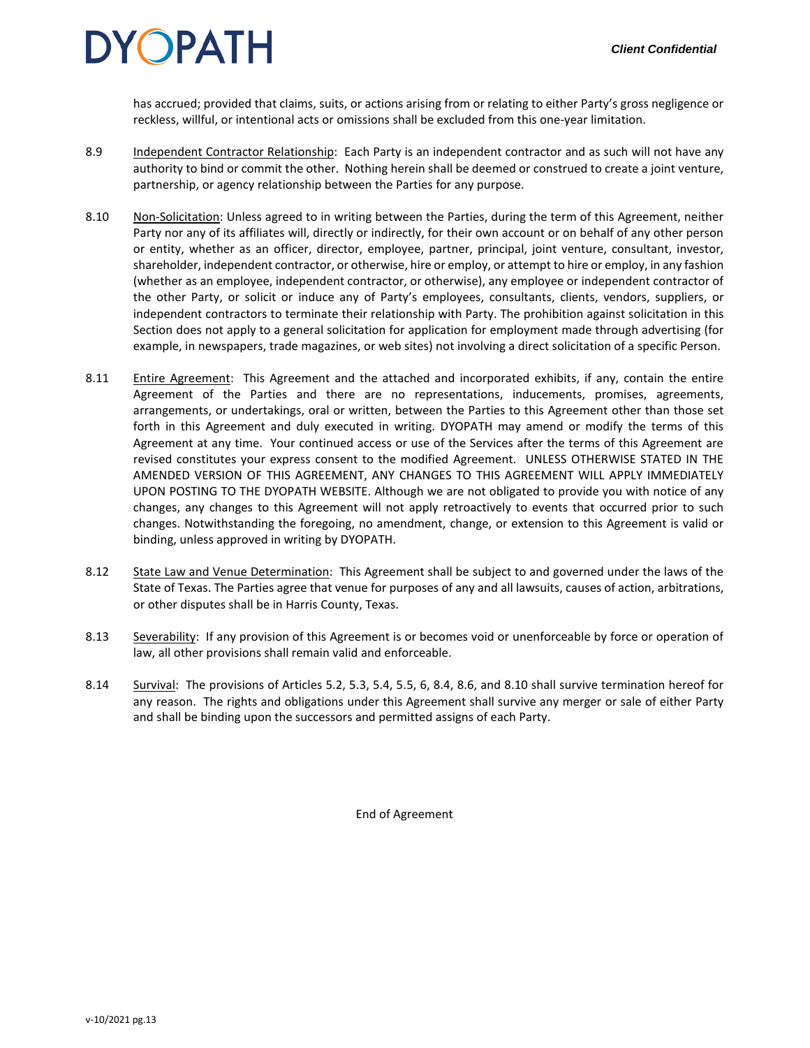has accrued; provided that claims, suits, or actions arising from or relating to either Party's gross negligence or reckless, willful, or intentional acts or omissions shall be excluded from this one-year limitation.

8.9 Independent Contractor Relationship: Each Party is an independent contractor and as such will not have any authority to bind or commit the other. Nothing herein shall be deemed or construed to create a joint venture, partnership, or agency relationship between the Parties for any purpose.

8.10 Non-Solicitation: Unless agreed to in writing between the Parties, during the term of this Agreement, neither Party nor any of its affiliates will, directly or indirectly, for their own account or on behalf of any other person or entity, whether as an officer, director, employee, partner, principal, joint venture, consultant, investor, shareholder, independent contractor, or otherwise, hire or employ, or attempt to hire or employ, in any fashion (whether as an employee, independent contractor, or otherwise), any employee or independent contractor of the other Party, or solicit or induce any of Party's employees, consultants, clients, vendors, suppliers, or independent contractors to terminate their relationship with Party. The prohibition against solicitation in this Section does not apply to a general solicitation for application for employment made through advertising (for example, in newspapers, trade magazines, or web sites) not involving a direct solicitation of a specific Person.

8.11 Entire Agreement: This Agreement and the attached and incorporated exhibits, if any, contain the entire Agreement of the Parties and there are no representations, inducements, promises, agreements, arrangements, or undertakings, oral or written, between the Parties to this Agreement other than those set forth in this Agreement and duly executed in writing. DYOPATH may amend or modify the terms of this Agreement at any time. Your continued access or use of the Services after the terms of this Agreement are revised constitutes your express consent to the modified Agreement. UNLESS OTHERWISE STATED IN THE AMENDED VERSION OF THIS AGREEMENT, ANY CHANGES TO THIS AGREEMENT WILL APPLY IMMEDIATELY UPON POSTING TO THE DYOPATH WEBSITE. Although we are not obligated to provide you with notice of any changes, any changes to this Agreement will not apply retroactively to events that occurred prior to such changes. Notwithstanding the foregoing, no amendment, change, or extension to this Agreement is valid or binding, unless approved in writing by DYOPATH.

8.12 State Law and Venue Determination: This Agreement shall be subject to and governed under the laws of the State of Texas. The Parties agree that venue for purposes of any and all lawsuits, causes of action, arbitrations, or other disputes shall be in Harris County, Texas.

8.13 Severability: If any provision of this Agreement is or becomes void or unenforceable by force or operation of law, all other provisions shall remain valid and enforceable.

8.14 Survival: The provisions of Articles 5.2, 5.3, 5.4, 5.5, 6, 8.4, 8.6, and 8.10 shall survive termination hereof for any reason. The rights and obligations under this Agreement shall survive any merger or sale of either Party and shall be binding upon the successors and permitted assigns of each Party.

End of Agreement